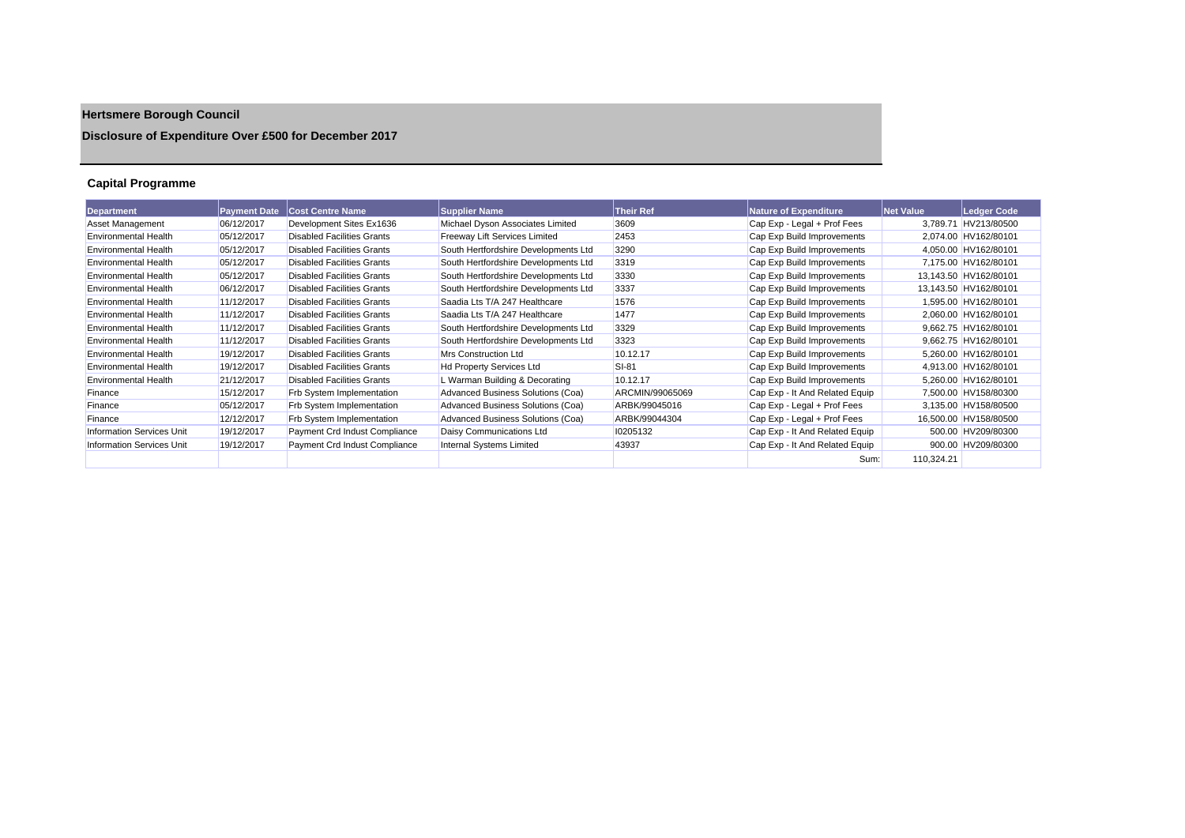# Hertsmere Borough Council

## Disclosure of Expenditure Over £500 for December 2017

### Capital Programme

| Department | Payment Date | Cost Centre Name | Supplier Name | Their Ref | Nature of Expenditure | Net Value | Ledger Code |
|---|---|---|---|---|---|---|---|
| Asset Management | 06/12/2017 | Development Sites Ex1636 | Michael Dyson Associates Limited | 3609 | Cap Exp - Legal + Prof Fees | 3,789.71 | HV213/80500 |
| Environmental Health | 05/12/2017 | Disabled Facilities Grants | Freeway Lift Services Limited | 2453 | Cap Exp Build Improvements | 2,074.00 | HV162/80101 |
| Environmental Health | 05/12/2017 | Disabled Facilities Grants | South Hertfordshire Developments Ltd | 3290 | Cap Exp Build Improvements | 4,050.00 | HV162/80101 |
| Environmental Health | 05/12/2017 | Disabled Facilities Grants | South Hertfordshire Developments Ltd | 3319 | Cap Exp Build Improvements | 7,175.00 | HV162/80101 |
| Environmental Health | 05/12/2017 | Disabled Facilities Grants | South Hertfordshire Developments Ltd | 3330 | Cap Exp Build Improvements | 13,143.50 | HV162/80101 |
| Environmental Health | 06/12/2017 | Disabled Facilities Grants | South Hertfordshire Developments Ltd | 3337 | Cap Exp Build Improvements | 13,143.50 | HV162/80101 |
| Environmental Health | 11/12/2017 | Disabled Facilities Grants | Saadia Lts T/A 247 Healthcare | 1576 | Cap Exp Build Improvements | 1,595.00 | HV162/80101 |
| Environmental Health | 11/12/2017 | Disabled Facilities Grants | Saadia Lts T/A 247 Healthcare | 1477 | Cap Exp Build Improvements | 2,060.00 | HV162/80101 |
| Environmental Health | 11/12/2017 | Disabled Facilities Grants | South Hertfordshire Developments Ltd | 3329 | Cap Exp Build Improvements | 9,662.75 | HV162/80101 |
| Environmental Health | 11/12/2017 | Disabled Facilities Grants | South Hertfordshire Developments Ltd | 3323 | Cap Exp Build Improvements | 9,662.75 | HV162/80101 |
| Environmental Health | 19/12/2017 | Disabled Facilities Grants | Mrs Construction Ltd | 10.12.17 | Cap Exp Build Improvements | 5,260.00 | HV162/80101 |
| Environmental Health | 19/12/2017 | Disabled Facilities Grants | Hd Property Services Ltd | SI-81 | Cap Exp Build Improvements | 4,913.00 | HV162/80101 |
| Environmental Health | 21/12/2017 | Disabled Facilities Grants | L Warman Building & Decorating | 10.12.17 | Cap Exp Build Improvements | 5,260.00 | HV162/80101 |
| Finance | 15/12/2017 | Frb System Implementation | Advanced Business Solutions (Coa) | ARCMIN/99065069 | Cap Exp - It And Related Equip | 7,500.00 | HV158/80300 |
| Finance | 05/12/2017 | Frb System Implementation | Advanced Business Solutions (Coa) | ARBK/99045016 | Cap Exp - Legal + Prof Fees | 3,135.00 | HV158/80500 |
| Finance | 12/12/2017 | Frb System Implementation | Advanced Business Solutions (Coa) | ARBK/99044304 | Cap Exp - Legal + Prof Fees | 16,500.00 | HV158/80500 |
| Information Services Unit | 19/12/2017 | Payment Crd Indust Compliance | Daisy Communications Ltd | I0205132 | Cap Exp - It And Related Equip | 500.00 | HV209/80300 |
| Information Services Unit | 19/12/2017 | Payment Crd Indust Compliance | Internal Systems Limited | 43937 | Cap Exp - It And Related Equip | 900.00 | HV209/80300 |
| | | | | | Sum: | 110,324.21 | |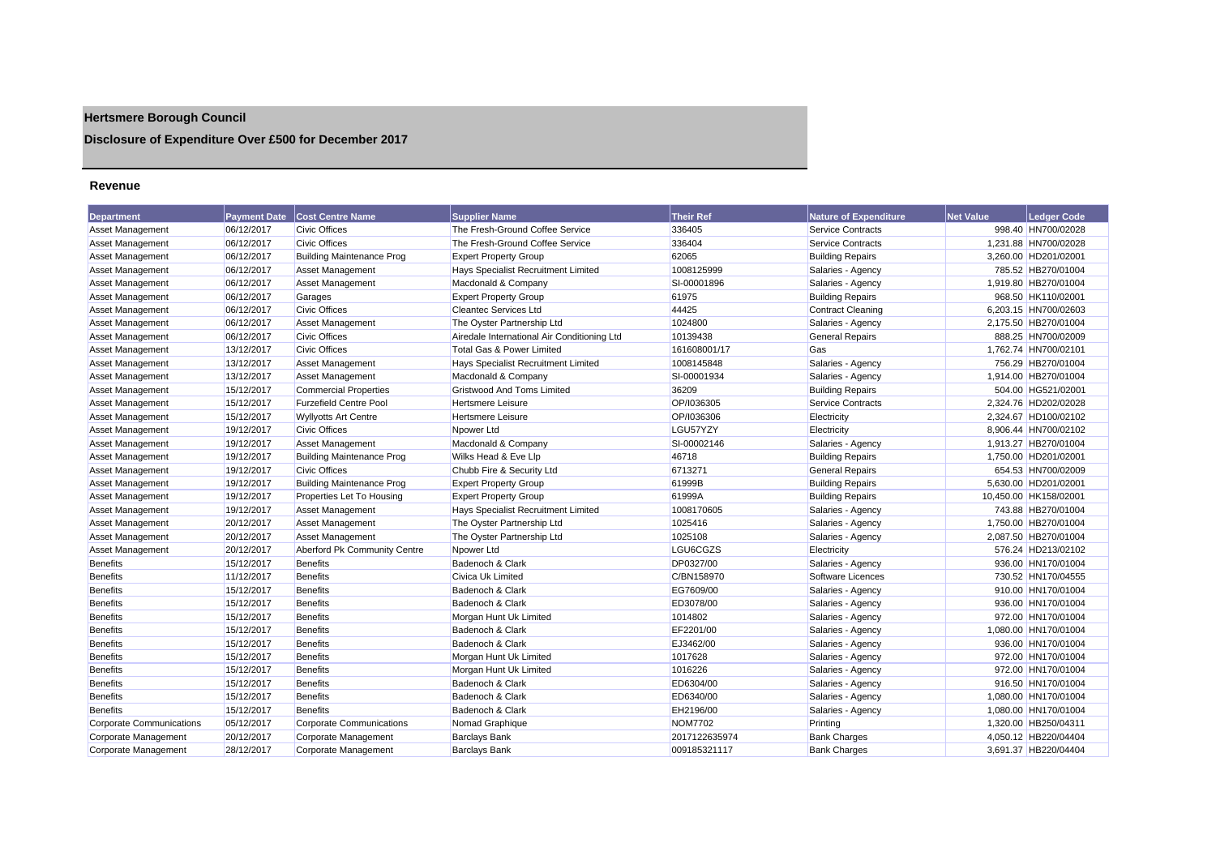# Hertsmere Borough Council

## Disclosure of Expenditure Over £500 for December 2017

### Revenue

| Department | Payment Date | Cost Centre Name | Supplier Name | Their Ref | Nature of Expenditure | Net Value | Ledger Code |
|---|---|---|---|---|---|---|---|
| Asset Management | 06/12/2017 | Civic Offices | The Fresh-Ground Coffee Service | 336405 | Service Contracts | 998.40 | HN700/02028 |
| Asset Management | 06/12/2017 | Civic Offices | The Fresh-Ground Coffee Service | 336404 | Service Contracts | 1,231.88 | HN700/02028 |
| Asset Management | 06/12/2017 | Building Maintenance Prog | Expert Property Group | 62065 | Building Repairs | 3,260.00 | HD201/02001 |
| Asset Management | 06/12/2017 | Asset Management | Hays Specialist Recruitment Limited | 1008125999 | Salaries - Agency | 785.52 | HB270/01004 |
| Asset Management | 06/12/2017 | Asset Management | Macdonald & Company | SI-00001896 | Salaries - Agency | 1,919.80 | HB270/01004 |
| Asset Management | 06/12/2017 | Garages | Expert Property Group | 61975 | Building Repairs | 968.50 | HK110/02001 |
| Asset Management | 06/12/2017 | Civic Offices | Cleantec Services Ltd | 44425 | Contract Cleaning | 6,203.15 | HN700/02603 |
| Asset Management | 06/12/2017 | Asset Management | The Oyster Partnership Ltd | 1024800 | Salaries - Agency | 2,175.50 | HB270/01004 |
| Asset Management | 06/12/2017 | Civic Offices | Airedale International Air Conditioning Ltd | 10139438 | General Repairs | 888.25 | HN700/02009 |
| Asset Management | 13/12/2017 | Civic Offices | Total Gas & Power Limited | 161608001/17 | Gas | 1,762.74 | HN700/02101 |
| Asset Management | 13/12/2017 | Asset Management | Hays Specialist Recruitment Limited | 1008145848 | Salaries - Agency | 756.29 | HB270/01004 |
| Asset Management | 13/12/2017 | Asset Management | Macdonald & Company | SI-00001934 | Salaries - Agency | 1,914.00 | HB270/01004 |
| Asset Management | 15/12/2017 | Commercial Properties | Gristwood And Toms Limited | 36209 | Building Repairs | 504.00 | HG521/02001 |
| Asset Management | 15/12/2017 | Furzefield Centre Pool | Hertsmere Leisure | OP/I036305 | Service Contracts | 2,324.76 | HD202/02028 |
| Asset Management | 15/12/2017 | Wyllyotts Art Centre | Hertsmere Leisure | OP/I036306 | Electricity | 2,324.67 | HD100/02102 |
| Asset Management | 19/12/2017 | Civic Offices | Npower Ltd | LGU57YZY | Electricity | 8,906.44 | HN700/02102 |
| Asset Management | 19/12/2017 | Asset Management | Macdonald & Company | SI-00002146 | Salaries - Agency | 1,913.27 | HB270/01004 |
| Asset Management | 19/12/2017 | Building Maintenance Prog | Wilks Head & Eve Llp | 46718 | Building Repairs | 1,750.00 | HD201/02001 |
| Asset Management | 19/12/2017 | Civic Offices | Chubb Fire & Security Ltd | 6713271 | General Repairs | 654.53 | HN700/02009 |
| Asset Management | 19/12/2017 | Building Maintenance Prog | Expert Property Group | 61999B | Building Repairs | 5,630.00 | HD201/02001 |
| Asset Management | 19/12/2017 | Properties Let To Housing | Expert Property Group | 61999A | Building Repairs | 10,450.00 | HK158/02001 |
| Asset Management | 19/12/2017 | Asset Management | Hays Specialist Recruitment Limited | 1008170605 | Salaries - Agency | 743.88 | HB270/01004 |
| Asset Management | 20/12/2017 | Asset Management | The Oyster Partnership Ltd | 1025416 | Salaries - Agency | 1,750.00 | HB270/01004 |
| Asset Management | 20/12/2017 | Asset Management | The Oyster Partnership Ltd | 1025108 | Salaries - Agency | 2,087.50 | HB270/01004 |
| Asset Management | 20/12/2017 | Aberford Pk Community Centre | Npower Ltd | LGU6CGZS | Electricity | 576.24 | HD213/02102 |
| Benefits | 15/12/2017 | Benefits | Badenoch & Clark | DP0327/00 | Salaries - Agency | 936.00 | HN170/01004 |
| Benefits | 11/12/2017 | Benefits | Civica Uk Limited | C/BN158970 | Software Licences | 730.52 | HN170/04555 |
| Benefits | 15/12/2017 | Benefits | Badenoch & Clark | EG7609/00 | Salaries - Agency | 910.00 | HN170/01004 |
| Benefits | 15/12/2017 | Benefits | Badenoch & Clark | ED3078/00 | Salaries - Agency | 936.00 | HN170/01004 |
| Benefits | 15/12/2017 | Benefits | Morgan Hunt Uk Limited | 1014802 | Salaries - Agency | 972.00 | HN170/01004 |
| Benefits | 15/12/2017 | Benefits | Badenoch & Clark | EF2201/00 | Salaries - Agency | 1,080.00 | HN170/01004 |
| Benefits | 15/12/2017 | Benefits | Badenoch & Clark | EJ3462/00 | Salaries - Agency | 936.00 | HN170/01004 |
| Benefits | 15/12/2017 | Benefits | Morgan Hunt Uk Limited | 1017628 | Salaries - Agency | 972.00 | HN170/01004 |
| Benefits | 15/12/2017 | Benefits | Morgan Hunt Uk Limited | 1016226 | Salaries - Agency | 972.00 | HN170/01004 |
| Benefits | 15/12/2017 | Benefits | Badenoch & Clark | ED6304/00 | Salaries - Agency | 916.50 | HN170/01004 |
| Benefits | 15/12/2017 | Benefits | Badenoch & Clark | ED6340/00 | Salaries - Agency | 1,080.00 | HN170/01004 |
| Benefits | 15/12/2017 | Benefits | Badenoch & Clark | EH2196/00 | Salaries - Agency | 1,080.00 | HN170/01004 |
| Corporate Communications | 05/12/2017 | Corporate Communications | Nomad Graphique | NOM7702 | Printing | 1,320.00 | HB250/04311 |
| Corporate Management | 20/12/2017 | Corporate Management | Barclays Bank | 2017122635974 | Bank Charges | 4,050.12 | HB220/04404 |
| Corporate Management | 28/12/2017 | Corporate Management | Barclays Bank | 009185321117 | Bank Charges | 3,691.37 | HB220/04404 |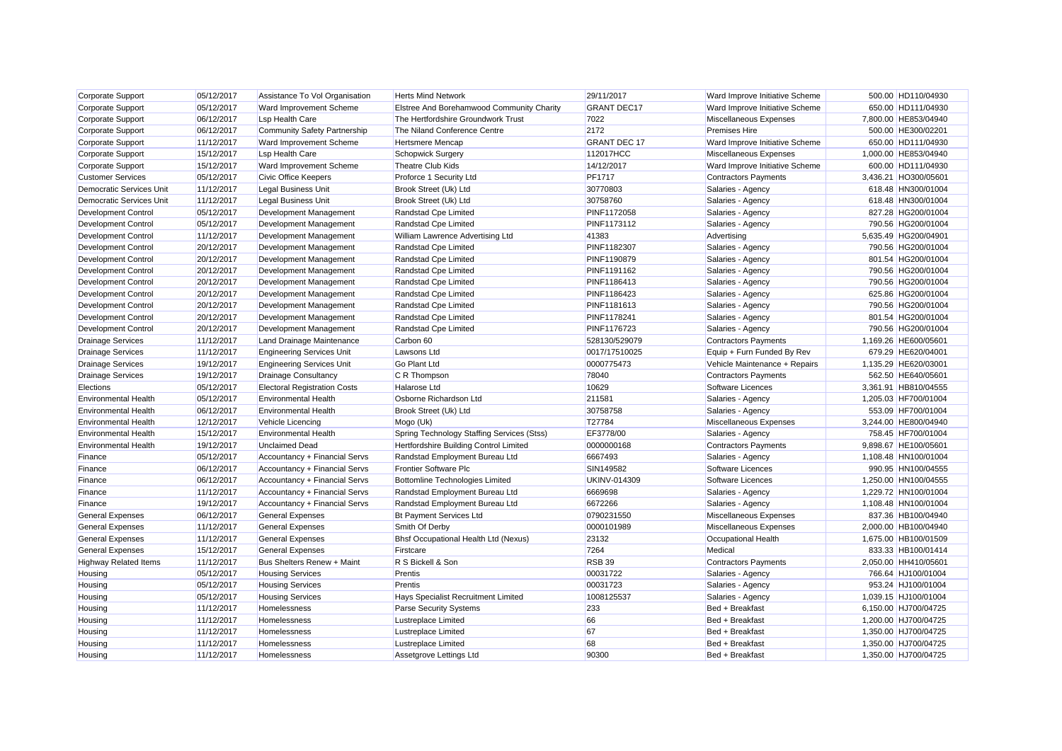| | | | | | | | |
|---|---|---|---|---|---|---|---|
| Corporate Support | 05/12/2017 | Assistance To Vol Organisation | Herts Mind Network | 29/11/2017 | Ward Improve Initiative Scheme | 500.00 | HD110/04930 |
| Corporate Support | 05/12/2017 | Ward Improvement Scheme | Elstree And Borehamwood Community Charity | GRANT DEC17 | Ward Improve Initiative Scheme | 650.00 | HD111/04930 |
| Corporate Support | 06/12/2017 | Lsp Health Care | The Hertfordshire Groundwork Trust | 7022 | Miscellaneous Expenses | 7,800.00 | HE853/04940 |
| Corporate Support | 06/12/2017 | Community Safety Partnership | The Niland Conference Centre | 2172 | Premises Hire | 500.00 | HE300/02201 |
| Corporate Support | 11/12/2017 | Ward Improvement Scheme | Hertsmere Mencap | GRANT DEC 17 | Ward Improve Initiative Scheme | 650.00 | HD111/04930 |
| Corporate Support | 15/12/2017 | Lsp Health Care | Schopwick Surgery | 112017HCC | Miscellaneous Expenses | 1,000.00 | HE853/04940 |
| Corporate Support | 15/12/2017 | Ward Improvement Scheme | Theatre Club Kids | 14/12/2017 | Ward Improve Initiative Scheme | 600.00 | HD111/04930 |
| Customer Services | 05/12/2017 | Civic Office Keepers | Proforce 1 Security Ltd | PF1717 | Contractors Payments | 3,436.21 | HO300/05601 |
| Democratic Services Unit | 11/12/2017 | Legal Business Unit | Brook Street (Uk) Ltd | 30770803 | Salaries - Agency | 618.48 | HN300/01004 |
| Democratic Services Unit | 11/12/2017 | Legal Business Unit | Brook Street (Uk) Ltd | 30758760 | Salaries - Agency | 618.48 | HN300/01004 |
| Development Control | 05/12/2017 | Development Management | Randstad Cpe Limited | PINF1172058 | Salaries - Agency | 827.28 | HG200/01004 |
| Development Control | 05/12/2017 | Development Management | Randstad Cpe Limited | PINF1173112 | Salaries - Agency | 790.56 | HG200/01004 |
| Development Control | 11/12/2017 | Development Management | William Lawrence Advertising Ltd | 41383 | Advertising | 5,635.49 | HG200/04901 |
| Development Control | 20/12/2017 | Development Management | Randstad Cpe Limited | PINF1182307 | Salaries - Agency | 790.56 | HG200/01004 |
| Development Control | 20/12/2017 | Development Management | Randstad Cpe Limited | PINF1190879 | Salaries - Agency | 801.54 | HG200/01004 |
| Development Control | 20/12/2017 | Development Management | Randstad Cpe Limited | PINF1191162 | Salaries - Agency | 790.56 | HG200/01004 |
| Development Control | 20/12/2017 | Development Management | Randstad Cpe Limited | PINF1186413 | Salaries - Agency | 790.56 | HG200/01004 |
| Development Control | 20/12/2017 | Development Management | Randstad Cpe Limited | PINF1186423 | Salaries - Agency | 625.86 | HG200/01004 |
| Development Control | 20/12/2017 | Development Management | Randstad Cpe Limited | PINF1181613 | Salaries - Agency | 790.56 | HG200/01004 |
| Development Control | 20/12/2017 | Development Management | Randstad Cpe Limited | PINF1178241 | Salaries - Agency | 801.54 | HG200/01004 |
| Development Control | 20/12/2017 | Development Management | Randstad Cpe Limited | PINF1176723 | Salaries - Agency | 790.56 | HG200/01004 |
| Drainage Services | 11/12/2017 | Land Drainage Maintenance | Carbon 60 | 528130/529079 | Contractors Payments | 1,169.26 | HE600/05601 |
| Drainage Services | 11/12/2017 | Engineering Services Unit | Lawsons Ltd | 0017/17510025 | Equip + Furn Funded By Rev | 679.29 | HE620/04001 |
| Drainage Services | 19/12/2017 | Engineering Services Unit | Go Plant Ltd | 0000775473 | Vehicle Maintenance + Repairs | 1,135.29 | HE620/03001 |
| Drainage Services | 19/12/2017 | Drainage Consultancy | C R Thompson | 78040 | Contractors Payments | 562.50 | HE640/05601 |
| Elections | 05/12/2017 | Electoral Registration Costs | Halarose Ltd | 10629 | Software Licences | 3,361.91 | HB810/04555 |
| Environmental Health | 05/12/2017 | Environmental Health | Osborne Richardson Ltd | 211581 | Salaries - Agency | 1,205.03 | HF700/01004 |
| Environmental Health | 06/12/2017 | Environmental Health | Brook Street (Uk) Ltd | 30758758 | Salaries - Agency | 553.09 | HF700/01004 |
| Environmental Health | 12/12/2017 | Vehicle Licencing | Mogo (Uk) | T27784 | Miscellaneous Expenses | 3,244.00 | HE800/04940 |
| Environmental Health | 15/12/2017 | Environmental Health | Spring Technology Staffing Services (Stss) | EF3778/00 | Salaries - Agency | 758.45 | HF700/01004 |
| Environmental Health | 19/12/2017 | Unclaimed Dead | Hertfordshire Building Control Limited | 0000000168 | Contractors Payments | 9,898.67 | HE100/05601 |
| Finance | 05/12/2017 | Accountancy + Financial Servs | Randstad Employment Bureau Ltd | 6667493 | Salaries - Agency | 1,108.48 | HN100/01004 |
| Finance | 06/12/2017 | Accountancy + Financial Servs | Frontier Software Plc | SIN149582 | Software Licences | 990.95 | HN100/04555 |
| Finance | 06/12/2017 | Accountancy + Financial Servs | Bottomline Technologies Limited | UKINV-014309 | Software Licences | 1,250.00 | HN100/04555 |
| Finance | 11/12/2017 | Accountancy + Financial Servs | Randstad Employment Bureau Ltd | 6669698 | Salaries - Agency | 1,229.72 | HN100/01004 |
| Finance | 19/12/2017 | Accountancy + Financial Servs | Randstad Employment Bureau Ltd | 6672266 | Salaries - Agency | 1,108.48 | HN100/01004 |
| General Expenses | 06/12/2017 | General Expenses | Bt Payment Services Ltd | 0790231550 | Miscellaneous Expenses | 837.36 | HB100/04940 |
| General Expenses | 11/12/2017 | General Expenses | Smith Of Derby | 0000101989 | Miscellaneous Expenses | 2,000.00 | HB100/04940 |
| General Expenses | 11/12/2017 | General Expenses | Bhsf Occupational Health Ltd (Nexus) | 23132 | Occupational Health | 1,675.00 | HB100/01509 |
| General Expenses | 15/12/2017 | General Expenses | Firstcare | 7264 | Medical | 833.33 | HB100/01414 |
| Highway Related Items | 11/12/2017 | Bus Shelters Renew + Maint | R S Bickell & Son | RSB 39 | Contractors Payments | 2,050.00 | HH410/05601 |
| Housing | 05/12/2017 | Housing Services | Prentis | 00031722 | Salaries - Agency | 766.64 | HJ100/01004 |
| Housing | 05/12/2017 | Housing Services | Prentis | 00031723 | Salaries - Agency | 953.24 | HJ100/01004 |
| Housing | 05/12/2017 | Housing Services | Hays Specialist Recruitment Limited | 1008125537 | Salaries - Agency | 1,039.15 | HJ100/01004 |
| Housing | 11/12/2017 | Homelessness | Parse Security Systems | 233 | Bed + Breakfast | 6,150.00 | HJ700/04725 |
| Housing | 11/12/2017 | Homelessness | Lustreplace Limited | 66 | Bed + Breakfast | 1,200.00 | HJ700/04725 |
| Housing | 11/12/2017 | Homelessness | Lustreplace Limited | 67 | Bed + Breakfast | 1,350.00 | HJ700/04725 |
| Housing | 11/12/2017 | Homelessness | Lustreplace Limited | 68 | Bed + Breakfast | 1,350.00 | HJ700/04725 |
| Housing | 11/12/2017 | Homelessness | Assetgrove Lettings Ltd | 90300 | Bed + Breakfast | 1,350.00 | HJ700/04725 |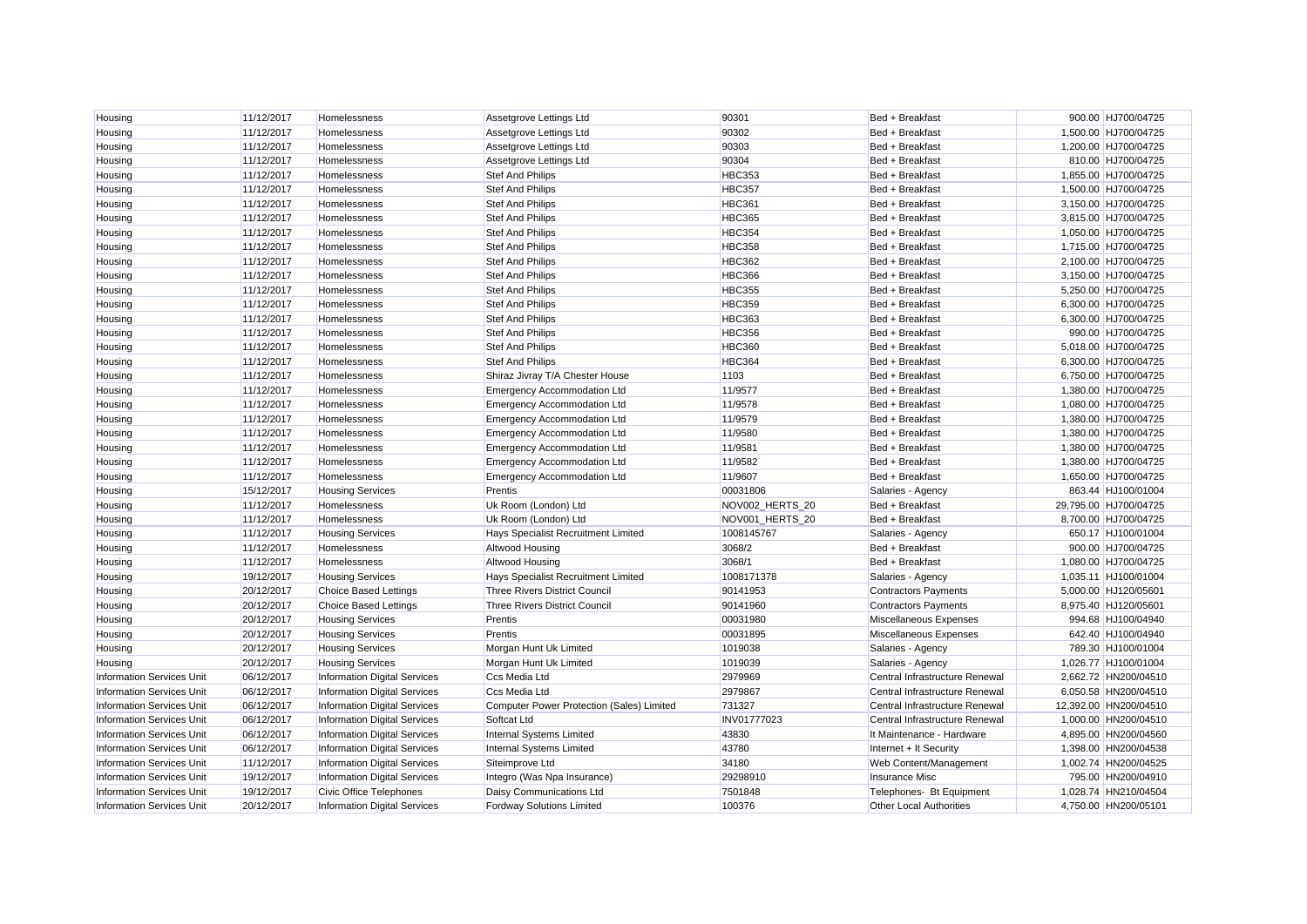| Housing | 11/12/2017 | Homelessness | Assetgrove Lettings Ltd | 90301 | Bed + Breakfast | 900.00 | HJ700/04725 |
|---|---|---|---|---|---|---|---|
| Housing | 11/12/2017 | Homelessness | Assetgrove Lettings Ltd | 90302 | Bed + Breakfast | 1,500.00 | HJ700/04725 |
| Housing | 11/12/2017 | Homelessness | Assetgrove Lettings Ltd | 90303 | Bed + Breakfast | 1,200.00 | HJ700/04725 |
| Housing | 11/12/2017 | Homelessness | Assetgrove Lettings Ltd | 90304 | Bed + Breakfast | 810.00 | HJ700/04725 |
| Housing | 11/12/2017 | Homelessness | Stef And Philips | HBC353 | Bed + Breakfast | 1,855.00 | HJ700/04725 |
| Housing | 11/12/2017 | Homelessness | Stef And Philips | HBC357 | Bed + Breakfast | 1,500.00 | HJ700/04725 |
| Housing | 11/12/2017 | Homelessness | Stef And Philips | HBC361 | Bed + Breakfast | 3,150.00 | HJ700/04725 |
| Housing | 11/12/2017 | Homelessness | Stef And Philips | HBC365 | Bed + Breakfast | 3,815.00 | HJ700/04725 |
| Housing | 11/12/2017 | Homelessness | Stef And Philips | HBC354 | Bed + Breakfast | 1,050.00 | HJ700/04725 |
| Housing | 11/12/2017 | Homelessness | Stef And Philips | HBC358 | Bed + Breakfast | 1,715.00 | HJ700/04725 |
| Housing | 11/12/2017 | Homelessness | Stef And Philips | HBC362 | Bed + Breakfast | 2,100.00 | HJ700/04725 |
| Housing | 11/12/2017 | Homelessness | Stef And Philips | HBC366 | Bed + Breakfast | 3,150.00 | HJ700/04725 |
| Housing | 11/12/2017 | Homelessness | Stef And Philips | HBC355 | Bed + Breakfast | 5,250.00 | HJ700/04725 |
| Housing | 11/12/2017 | Homelessness | Stef And Philips | HBC359 | Bed + Breakfast | 6,300.00 | HJ700/04725 |
| Housing | 11/12/2017 | Homelessness | Stef And Philips | HBC363 | Bed + Breakfast | 6,300.00 | HJ700/04725 |
| Housing | 11/12/2017 | Homelessness | Stef And Philips | HBC356 | Bed + Breakfast | 990.00 | HJ700/04725 |
| Housing | 11/12/2017 | Homelessness | Stef And Philips | HBC360 | Bed + Breakfast | 5,018.00 | HJ700/04725 |
| Housing | 11/12/2017 | Homelessness | Stef And Philips | HBC364 | Bed + Breakfast | 6,300.00 | HJ700/04725 |
| Housing | 11/12/2017 | Homelessness | Shiraz Jivray T/A Chester House | 1103 | Bed + Breakfast | 6,750.00 | HJ700/04725 |
| Housing | 11/12/2017 | Homelessness | Emergency Accommodation Ltd | 11/9577 | Bed + Breakfast | 1,380.00 | HJ700/04725 |
| Housing | 11/12/2017 | Homelessness | Emergency Accommodation Ltd | 11/9578 | Bed + Breakfast | 1,080.00 | HJ700/04725 |
| Housing | 11/12/2017 | Homelessness | Emergency Accommodation Ltd | 11/9579 | Bed + Breakfast | 1,380.00 | HJ700/04725 |
| Housing | 11/12/2017 | Homelessness | Emergency Accommodation Ltd | 11/9580 | Bed + Breakfast | 1,380.00 | HJ700/04725 |
| Housing | 11/12/2017 | Homelessness | Emergency Accommodation Ltd | 11/9581 | Bed + Breakfast | 1,380.00 | HJ700/04725 |
| Housing | 11/12/2017 | Homelessness | Emergency Accommodation Ltd | 11/9582 | Bed + Breakfast | 1,380.00 | HJ700/04725 |
| Housing | 11/12/2017 | Homelessness | Emergency Accommodation Ltd | 11/9607 | Bed + Breakfast | 1,650.00 | HJ700/04725 |
| Housing | 15/12/2017 | Housing Services | Prentis | 00031806 | Salaries - Agency | 863.44 | HJ100/01004 |
| Housing | 11/12/2017 | Homelessness | Uk Room (London) Ltd | NOV002_HERTS_20 | Bed + Breakfast | 29,795.00 | HJ700/04725 |
| Housing | 11/12/2017 | Homelessness | Uk Room (London) Ltd | NOV001_HERTS_20 | Bed + Breakfast | 8,700.00 | HJ700/04725 |
| Housing | 11/12/2017 | Housing Services | Hays Specialist Recruitment Limited | 1008145767 | Salaries - Agency | 650.17 | HJ100/01004 |
| Housing | 11/12/2017 | Homelessness | Altwood Housing | 3068/2 | Bed + Breakfast | 900.00 | HJ700/04725 |
| Housing | 11/12/2017 | Homelessness | Altwood Housing | 3068/1 | Bed + Breakfast | 1,080.00 | HJ700/04725 |
| Housing | 19/12/2017 | Housing Services | Hays Specialist Recruitment Limited | 1008171378 | Salaries - Agency | 1,035.11 | HJ100/01004 |
| Housing | 20/12/2017 | Choice Based Lettings | Three Rivers District Council | 90141953 | Contractors Payments | 5,000.00 | HJ120/05601 |
| Housing | 20/12/2017 | Choice Based Lettings | Three Rivers District Council | 90141960 | Contractors Payments | 8,975.40 | HJ120/05601 |
| Housing | 20/12/2017 | Housing Services | Prentis | 00031980 | Miscellaneous Expenses | 994.68 | HJ100/04940 |
| Housing | 20/12/2017 | Housing Services | Prentis | 00031895 | Miscellaneous Expenses | 642.40 | HJ100/04940 |
| Housing | 20/12/2017 | Housing Services | Morgan Hunt Uk Limited | 1019038 | Salaries - Agency | 789.30 | HJ100/01004 |
| Housing | 20/12/2017 | Housing Services | Morgan Hunt Uk Limited | 1019039 | Salaries - Agency | 1,026.77 | HJ100/01004 |
| Information Services Unit | 06/12/2017 | Information Digital Services | Ccs Media Ltd | 2979969 | Central Infrastructure Renewal | 2,662.72 | HN200/04510 |
| Information Services Unit | 06/12/2017 | Information Digital Services | Ccs Media Ltd | 2979867 | Central Infrastructure Renewal | 6,050.58 | HN200/04510 |
| Information Services Unit | 06/12/2017 | Information Digital Services | Computer Power Protection (Sales) Limited | 731327 | Central Infrastructure Renewal | 12,392.00 | HN200/04510 |
| Information Services Unit | 06/12/2017 | Information Digital Services | Softcat Ltd | INV01777023 | Central Infrastructure Renewal | 1,000.00 | HN200/04510 |
| Information Services Unit | 06/12/2017 | Information Digital Services | Internal Systems Limited | 43830 | It Maintenance - Hardware | 4,895.00 | HN200/04560 |
| Information Services Unit | 06/12/2017 | Information Digital Services | Internal Systems Limited | 43780 | Internet + It Security | 1,398.00 | HN200/04538 |
| Information Services Unit | 11/12/2017 | Information Digital Services | Siteimprove Ltd | 34180 | Web Content/Management | 1,002.74 | HN200/04525 |
| Information Services Unit | 19/12/2017 | Information Digital Services | Integro (Was Npa Insurance) | 29298910 | Insurance Misc | 795.00 | HN200/04910 |
| Information Services Unit | 19/12/2017 | Civic Office Telephones | Daisy Communications Ltd | 7501848 | Telephones- Bt Equipment | 1,028.74 | HN210/04504 |
| Information Services Unit | 20/12/2017 | Information Digital Services | Fordway Solutions Limited | 100376 | Other Local Authorities | 4,750.00 | HN200/05101 |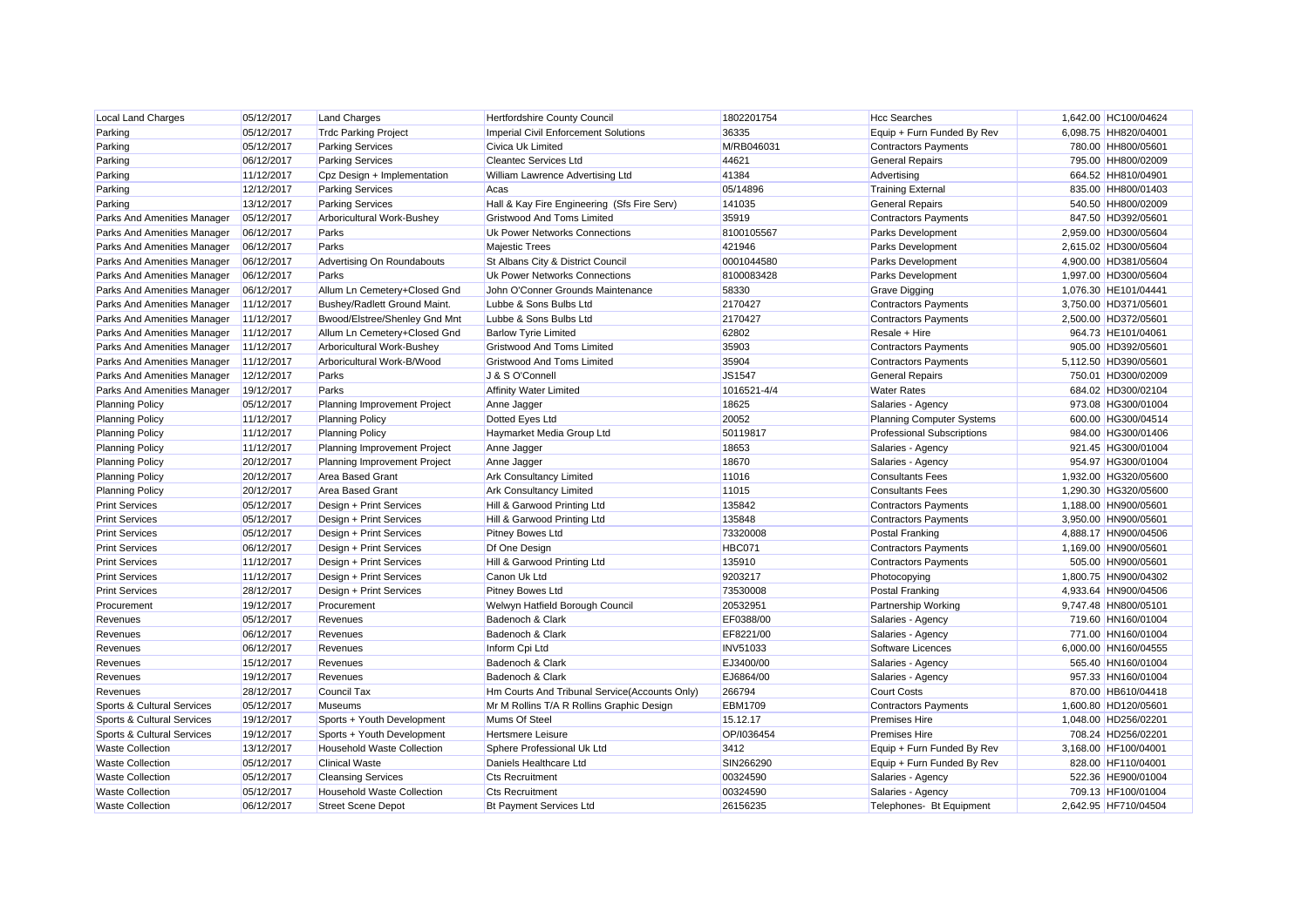| Local Land Charges | 05/12/2017 | Land Charges | Hertfordshire County Council | 1802201754 | Hcc Searches | 1,642.00 | HC100/04624 |
|---|---|---|---|---|---|---|---|
| Parking | 05/12/2017 | Trdc Parking Project | Imperial Civil Enforcement Solutions | 36335 | Equip + Furn Funded By Rev | 6,098.75 | HH820/04001 |
| Parking | 05/12/2017 | Parking Services | Civica Uk Limited | M/RB046031 | Contractors Payments | 780.00 | HH800/05601 |
| Parking | 06/12/2017 | Parking Services | Cleantec Services Ltd | 44621 | General Repairs | 795.00 | HH800/02009 |
| Parking | 11/12/2017 | Cpz Design + Implementation | William Lawrence Advertising Ltd | 41384 | Advertising | 664.52 | HH810/04901 |
| Parking | 12/12/2017 | Parking Services | Acas | 05/14896 | Training External | 835.00 | HH800/01403 |
| Parking | 13/12/2017 | Parking Services | Hall & Kay Fire Engineering (Sfs Fire Serv) | 141035 | General Repairs | 540.50 | HH800/02009 |
| Parks And Amenities Manager | 05/12/2017 | Arboricultural Work-Bushey | Gristwood And Toms Limited | 35919 | Contractors Payments | 847.50 | HD392/05601 |
| Parks And Amenities Manager | 06/12/2017 | Parks | Uk Power Networks Connections | 8100105567 | Parks Development | 2,959.00 | HD300/05604 |
| Parks And Amenities Manager | 06/12/2017 | Parks | Majestic Trees | 421946 | Parks Development | 2,615.02 | HD300/05604 |
| Parks And Amenities Manager | 06/12/2017 | Advertising On Roundabouts | St Albans City & District Council | 0001044580 | Parks Development | 4,900.00 | HD381/05604 |
| Parks And Amenities Manager | 06/12/2017 | Parks | Uk Power Networks Connections | 8100083428 | Parks Development | 1,997.00 | HD300/05604 |
| Parks And Amenities Manager | 06/12/2017 | Allum Ln Cemetery+Closed Gnd | John O'Conner Grounds Maintenance | 58330 | Grave Digging | 1,076.30 | HE101/04441 |
| Parks And Amenities Manager | 11/12/2017 | Bushey/Radlett Ground Maint. | Lubbe & Sons Bulbs Ltd | 2170427 | Contractors Payments | 3,750.00 | HD371/05601 |
| Parks And Amenities Manager | 11/12/2017 | Bwood/Elstree/Shenley Gnd Mnt | Lubbe & Sons Bulbs Ltd | 2170427 | Contractors Payments | 2,500.00 | HD372/05601 |
| Parks And Amenities Manager | 11/12/2017 | Allum Ln Cemetery+Closed Gnd | Barlow Tyrie Limited | 62802 | Resale + Hire | 964.73 | HE101/04061 |
| Parks And Amenities Manager | 11/12/2017 | Arboricultural Work-Bushey | Gristwood And Toms Limited | 35903 | Contractors Payments | 905.00 | HD392/05601 |
| Parks And Amenities Manager | 11/12/2017 | Arboricultural Work-B/Wood | Gristwood And Toms Limited | 35904 | Contractors Payments | 5,112.50 | HD390/05601 |
| Parks And Amenities Manager | 12/12/2017 | Parks | J & S O'Connell | JS1547 | General Repairs | 750.01 | HD300/02009 |
| Parks And Amenities Manager | 19/12/2017 | Parks | Affinity Water Limited | 1016521-4/4 | Water Rates | 684.02 | HD300/02104 |
| Planning Policy | 05/12/2017 | Planning Improvement Project | Anne Jagger | 18625 | Salaries - Agency | 973.08 | HG300/01004 |
| Planning Policy | 11/12/2017 | Planning Policy | Dotted Eyes Ltd | 20052 | Planning Computer Systems | 600.00 | HG300/04514 |
| Planning Policy | 11/12/2017 | Planning Policy | Haymarket Media Group Ltd | 50119817 | Professional Subscriptions | 984.00 | HG300/01406 |
| Planning Policy | 11/12/2017 | Planning Improvement Project | Anne Jagger | 18653 | Salaries - Agency | 921.45 | HG300/01004 |
| Planning Policy | 20/12/2017 | Planning Improvement Project | Anne Jagger | 18670 | Salaries - Agency | 954.97 | HG300/01004 |
| Planning Policy | 20/12/2017 | Area Based Grant | Ark Consultancy Limited | 11016 | Consultants Fees | 1,932.00 | HG320/05600 |
| Planning Policy | 20/12/2017 | Area Based Grant | Ark Consultancy Limited | 11015 | Consultants Fees | 1,290.30 | HG320/05600 |
| Print Services | 05/12/2017 | Design + Print Services | Hill & Garwood Printing Ltd | 135842 | Contractors Payments | 1,188.00 | HN900/05601 |
| Print Services | 05/12/2017 | Design + Print Services | Hill & Garwood Printing Ltd | 135848 | Contractors Payments | 3,950.00 | HN900/05601 |
| Print Services | 05/12/2017 | Design + Print Services | Pitney Bowes Ltd | 73320008 | Postal Franking | 4,888.17 | HN900/04506 |
| Print Services | 06/12/2017 | Design + Print Services | Df One Design | HBC071 | Contractors Payments | 1,169.00 | HN900/05601 |
| Print Services | 11/12/2017 | Design + Print Services | Hill & Garwood Printing Ltd | 135910 | Contractors Payments | 505.00 | HN900/05601 |
| Print Services | 11/12/2017 | Design + Print Services | Canon Uk Ltd | 9203217 | Photocopying | 1,800.75 | HN900/04302 |
| Print Services | 28/12/2017 | Design + Print Services | Pitney Bowes Ltd | 73530008 | Postal Franking | 4,933.64 | HN900/04506 |
| Procurement | 19/12/2017 | Procurement | Welwyn Hatfield Borough Council | 20532951 | Partnership Working | 9,747.48 | HN800/05101 |
| Revenues | 05/12/2017 | Revenues | Badenoch & Clark | EF0388/00 | Salaries - Agency | 719.60 | HN160/01004 |
| Revenues | 06/12/2017 | Revenues | Badenoch & Clark | EF8221/00 | Salaries - Agency | 771.00 | HN160/01004 |
| Revenues | 06/12/2017 | Revenues | Inform Cpi Ltd | INV51033 | Software Licences | 6,000.00 | HN160/04555 |
| Revenues | 15/12/2017 | Revenues | Badenoch & Clark | EJ3400/00 | Salaries - Agency | 565.40 | HN160/01004 |
| Revenues | 19/12/2017 | Revenues | Badenoch & Clark | EJ6864/00 | Salaries - Agency | 957.33 | HN160/01004 |
| Revenues | 28/12/2017 | Council Tax | Hm Courts And Tribunal Service(Accounts Only) | 266794 | Court Costs | 870.00 | HB610/04418 |
| Sports & Cultural Services | 05/12/2017 | Museums | Mr M Rollins T/A R Rollins Graphic Design | EBM1709 | Contractors Payments | 1,600.80 | HD120/05601 |
| Sports & Cultural Services | 19/12/2017 | Sports + Youth Development | Mums Of Steel | 15.12.17 | Premises Hire | 1,048.00 | HD256/02201 |
| Sports & Cultural Services | 19/12/2017 | Sports + Youth Development | Hertsmere Leisure | OP/I036454 | Premises Hire | 708.24 | HD256/02201 |
| Waste Collection | 13/12/2017 | Household Waste Collection | Sphere Professional Uk Ltd | 3412 | Equip + Furn Funded By Rev | 3,168.00 | HF100/04001 |
| Waste Collection | 05/12/2017 | Clinical Waste | Daniels Healthcare Ltd | SIN266290 | Equip + Furn Funded By Rev | 828.00 | HF110/04001 |
| Waste Collection | 05/12/2017 | Cleansing Services | Cts Recruitment | 00324590 | Salaries - Agency | 522.36 | HE900/01004 |
| Waste Collection | 05/12/2017 | Household Waste Collection | Cts Recruitment | 00324590 | Salaries - Agency | 709.13 | HF100/01004 |
| Waste Collection | 06/12/2017 | Street Scene Depot | Bt Payment Services Ltd | 26156235 | Telephones- Bt Equipment | 2,642.95 | HF710/04504 |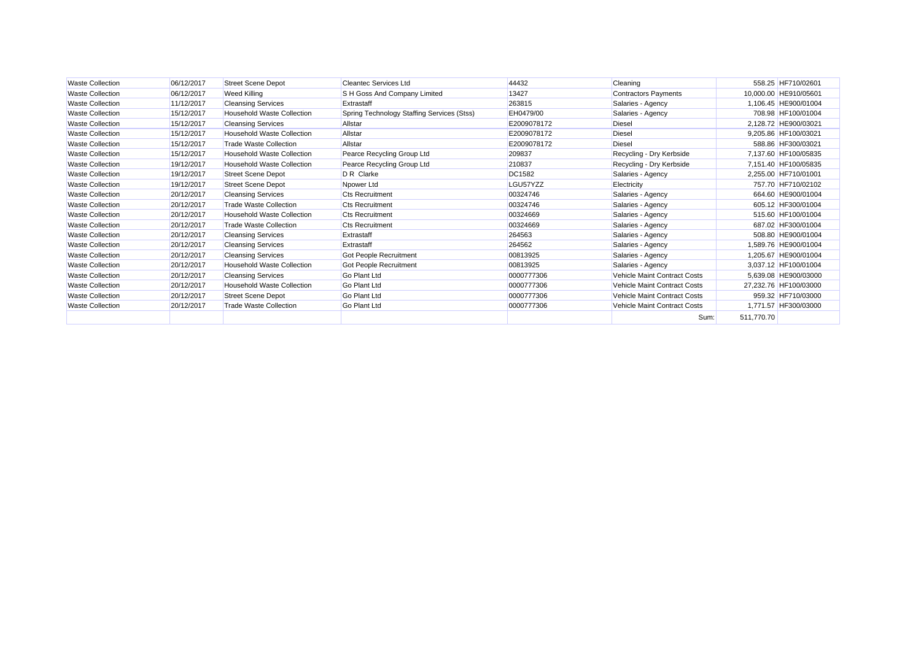| | | | | | | | |
|---|---|---|---|---|---|---|---|
| Waste Collection | 06/12/2017 | Street Scene Depot | Cleantec Services Ltd | 44432 | Cleaning | 558.25 | HF710/02601 |
| Waste Collection | 06/12/2017 | Weed Killing | S H Goss And Company Limited | 13427 | Contractors Payments | 10,000.00 | HE910/05601 |
| Waste Collection | 11/12/2017 | Cleansing Services | Extrastaff | 263815 | Salaries - Agency | 1,106.45 | HE900/01004 |
| Waste Collection | 15/12/2017 | Household Waste Collection | Spring Technology Staffing Services (Stss) | EH0479/00 | Salaries - Agency | 708.98 | HF100/01004 |
| Waste Collection | 15/12/2017 | Cleansing Services | Allstar | E2009078172 | Diesel | 2,128.72 | HE900/03021 |
| Waste Collection | 15/12/2017 | Household Waste Collection | Allstar | E2009078172 | Diesel | 9,205.86 | HF100/03021 |
| Waste Collection | 15/12/2017 | Trade Waste Collection | Allstar | E2009078172 | Diesel | 588.86 | HF300/03021 |
| Waste Collection | 15/12/2017 | Household Waste Collection | Pearce Recycling Group Ltd | 209837 | Recycling - Dry Kerbside | 7,137.60 | HF100/05835 |
| Waste Collection | 19/12/2017 | Household Waste Collection | Pearce Recycling Group Ltd | 210837 | Recycling - Dry Kerbside | 7,151.40 | HF100/05835 |
| Waste Collection | 19/12/2017 | Street Scene Depot | D R Clarke | DC1582 | Salaries - Agency | 2,255.00 | HF710/01001 |
| Waste Collection | 19/12/2017 | Street Scene Depot | Npower Ltd | LGU57YZZ | Electricity | 757.70 | HF710/02102 |
| Waste Collection | 20/12/2017 | Cleansing Services | Cts Recruitment | 00324746 | Salaries - Agency | 664.60 | HE900/01004 |
| Waste Collection | 20/12/2017 | Trade Waste Collection | Cts Recruitment | 00324746 | Salaries - Agency | 605.12 | HF300/01004 |
| Waste Collection | 20/12/2017 | Household Waste Collection | Cts Recruitment | 00324669 | Salaries - Agency | 515.60 | HF100/01004 |
| Waste Collection | 20/12/2017 | Trade Waste Collection | Cts Recruitment | 00324669 | Salaries - Agency | 687.02 | HF300/01004 |
| Waste Collection | 20/12/2017 | Cleansing Services | Extrastaff | 264563 | Salaries - Agency | 508.80 | HE900/01004 |
| Waste Collection | 20/12/2017 | Cleansing Services | Extrastaff | 264562 | Salaries - Agency | 1,589.76 | HE900/01004 |
| Waste Collection | 20/12/2017 | Cleansing Services | Got People Recruitment | 00813925 | Salaries - Agency | 1,205.67 | HE900/01004 |
| Waste Collection | 20/12/2017 | Household Waste Collection | Got People Recruitment | 00813925 | Salaries - Agency | 3,037.12 | HF100/01004 |
| Waste Collection | 20/12/2017 | Cleansing Services | Go Plant Ltd | 0000777306 | Vehicle Maint Contract Costs | 5,639.08 | HE900/03000 |
| Waste Collection | 20/12/2017 | Household Waste Collection | Go Plant Ltd | 0000777306 | Vehicle Maint Contract Costs | 27,232.76 | HF100/03000 |
| Waste Collection | 20/12/2017 | Street Scene Depot | Go Plant Ltd | 0000777306 | Vehicle Maint Contract Costs | 959.32 | HF710/03000 |
| Waste Collection | 20/12/2017 | Trade Waste Collection | Go Plant Ltd | 0000777306 | Vehicle Maint Contract Costs | 1,771.57 | HF300/03000 |
| | | | | | Sum: | 511,770.70 | |